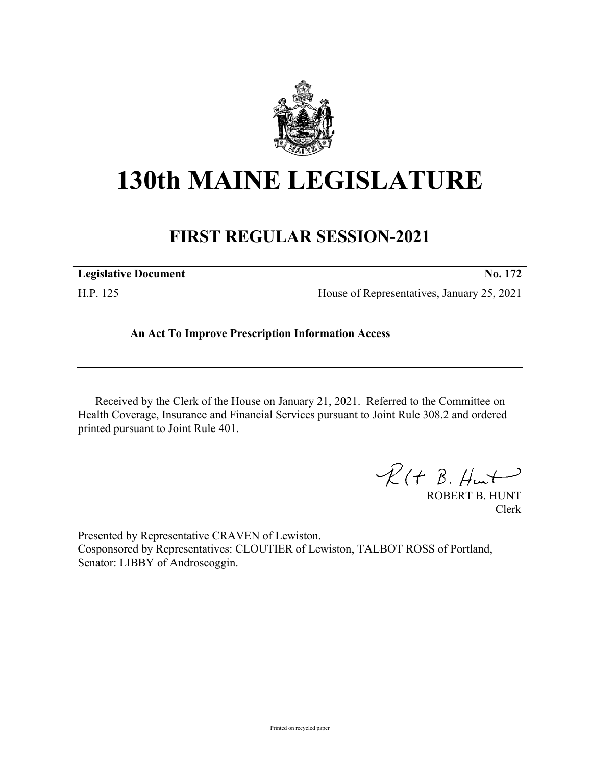# 130th MAINE LEGISLATURE

## FIRST REGULAR SESSION-2021

| **Legislative Document** | **No. 172** |
|---|---|
| H.P. 125 | House of Representatives, January 25, 2021 |

**An Act To Improve Prescription Information Access**

Received by the Clerk of the House on January 21, 2021. Referred to the Committee on Health Coverage, Insurance and Financial Services pursuant to Joint Rule 308.2 and ordered printed pursuant to Joint Rule 401.

ROBERT B. HUNT
Clerk

Presented by Representative CRAVEN of Lewiston.
Cosponsored by Representatives: CLOUTIER of Lewiston, TALBOT ROSS of Portland, Senator: LIBBY of Androscoggin.

Printed on recycled paper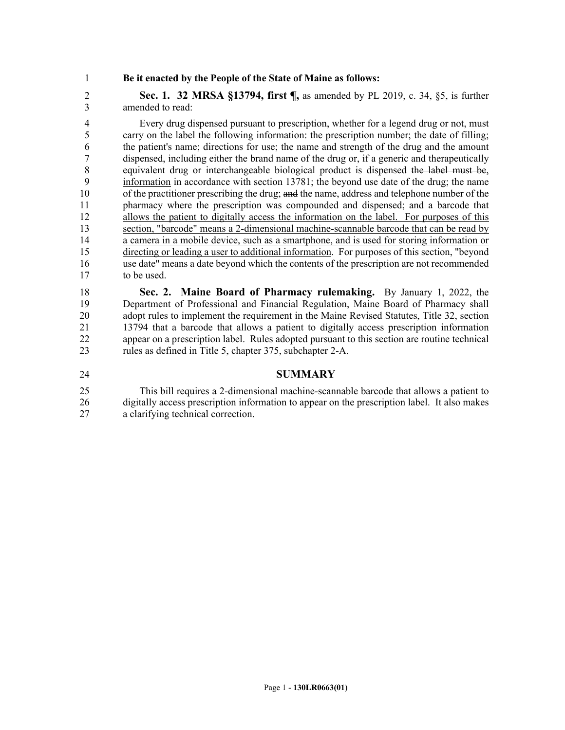**Be it enacted by the People of the State of Maine as follows:**

**Sec. 1. 32 MRSA §13794, first ¶,** as amended by PL 2019, c. 34, §5, is further amended to read:

Every drug dispensed pursuant to prescription, whether for a legend drug or not, must carry on the label the following information: the prescription number; the date of filling; the patient's name; directions for use; the name and strength of the drug and the amount dispensed, including either the brand name of the drug or, if a generic and therapeutically equivalent drug or interchangeable biological product is dispensed ~~the label must be~~, information in accordance with section 13781; the beyond use date of the drug; the name of the practitioner prescribing the drug; ~~and~~ the name, address and telephone number of the pharmacy where the prescription was compounded and dispensed; and a barcode that allows the patient to digitally access the information on the label. For purposes of this section, "barcode" means a 2-dimensional machine-scannable barcode that can be read by a camera in a mobile device, such as a smartphone, and is used for storing information or directing or leading a user to additional information. For purposes of this section, "beyond use date" means a date beyond which the contents of the prescription are not recommended to be used.

**Sec. 2. Maine Board of Pharmacy rulemaking.** By January 1, 2022, the Department of Professional and Financial Regulation, Maine Board of Pharmacy shall adopt rules to implement the requirement in the Maine Revised Statutes, Title 32, section 13794 that a barcode that allows a patient to digitally access prescription information appear on a prescription label. Rules adopted pursuant to this section are routine technical rules as defined in Title 5, chapter 375, subchapter 2-A.

## SUMMARY

This bill requires a 2-dimensional machine-scannable barcode that allows a patient to digitally access prescription information to appear on the prescription label. It also makes a clarifying technical correction.